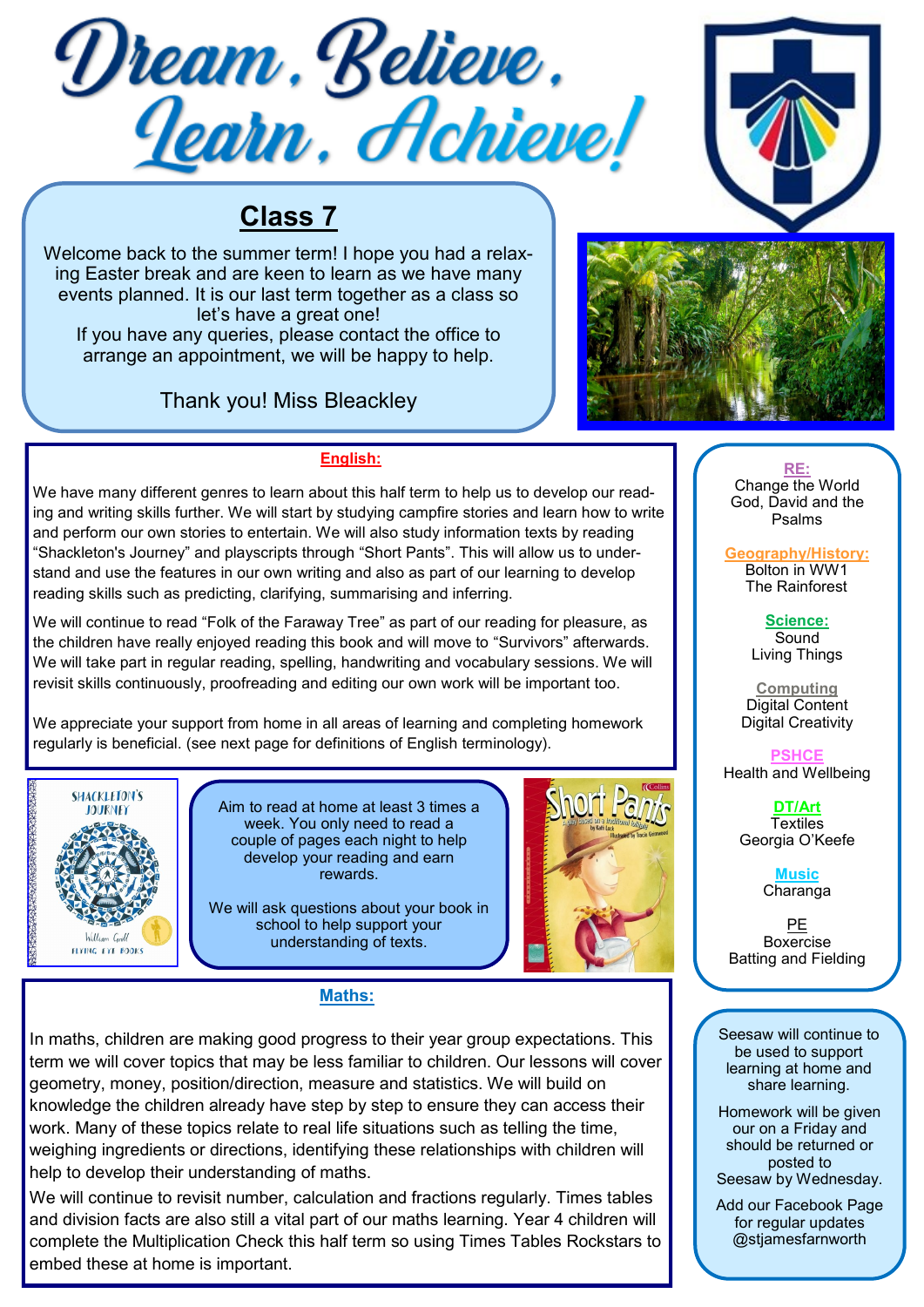# Dream, Believe, Learn, Achieve!

## Class 7

Welcome back to the summer term! I hope you had a relaxing Easter break and are keen to learn as we have many events planned. It is our last term together as a class so let's have a great one!
If you have any queries, please contact the office to arrange an appointment, we will be happy to help.

Thank you! Miss Bleackley

### English:

We have many different genres to learn about this half term to help us to develop our reading and writing skills further. We will start by studying campfire stories and learn how to write and perform our own stories to entertain. We will also study information texts by reading "Shackleton's Journey" and playscripts through "Short Pants". This will allow us to understand and use the features in our own writing and also as part of our learning to develop reading skills such as predicting, clarifying, summarising and inferring.

We will continue to read "Folk of the Faraway Tree" as part of our reading for pleasure, as the children have really enjoyed reading this book and will move to "Survivors" afterwards. We will take part in regular reading, spelling, handwriting and vocabulary sessions. We will revisit skills continuously, proofreading and editing our own work will be important too.

We appreciate your support from home in all areas of learning and completing homework regularly is beneficial. (see next page for definitions of English terminology).

Aim to read at home at least 3 times a week. You only need to read a couple of pages each night to help develop your reading and earn rewards.

We will ask questions about your book in school to help support your understanding of texts.

### Maths:

In maths, children are making good progress to their year group expectations. This term we will cover topics that may be less familiar to children. Our lessons will cover geometry, money, position/direction, measure and statistics. We will build on knowledge the children already have step by step to ensure they can access their work. Many of these topics relate to real life situations such as telling the time, weighing ingredients or directions, identifying these relationships with children will help to develop their understanding of maths.

We will continue to revisit number, calculation and fractions regularly. Times tables and division facts are also still a vital part of our maths learning. Year 4 children will complete the Multiplication Check this half term so using Times Tables Rockstars to embed these at home is important.

**RE:**
Change the World
God, David and the Psalms

**Geography/History:**
Bolton in WW1
The Rainforest

**Science:**
Sound
Living Things

**Computing**
Digital Content
Digital Creativity

**PSHCE**
Health and Wellbeing

**DT/Art**
Textiles
Georgia O'Keefe

**Music**
Charanga

**PE**
Boxercise
Batting and Fielding

Seesaw will continue to be used to support learning at home and share learning.

Homework will be given our on a Friday and should be returned or posted to Seesaw by Wednesday.

Add our Facebook Page for regular updates @stjamesfarnworth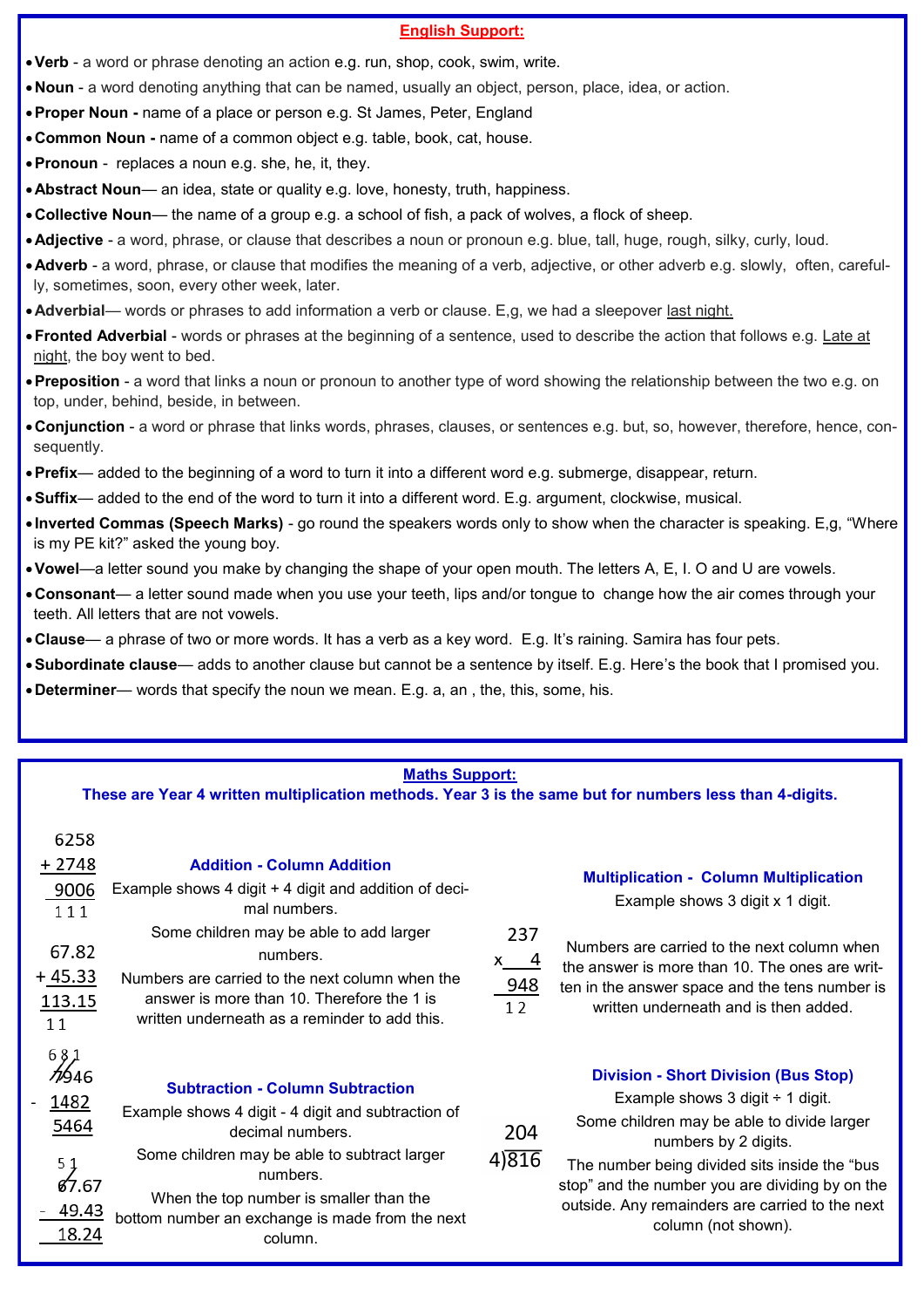## English Support:

- **Verb** - a word or phrase denoting an action e.g. run, shop, cook, swim, write.
- **Noun** - a word denoting anything that can be named, usually an object, person, place, idea, or action.
- **Proper Noun -** name of a place or person e.g. St James, Peter, England
- **Common Noun -** name of a common object e.g. table, book, cat, house.
- **Pronoun** - replaces a noun e.g. she, he, it, they.
- **Abstract Noun**— an idea, state or quality e.g. love, honesty, truth, happiness.
- **Collective Noun**— the name of a group e.g. a school of fish, a pack of wolves, a flock of sheep.
- **Adjective** - a word, phrase, or clause that describes a noun or pronoun e.g. blue, tall, huge, rough, silky, curly, loud.
- **Adverb** - a word, phrase, or clause that modifies the meaning of a verb, adjective, or other adverb e.g. slowly, often, carefully, sometimes, soon, every other week, later.
- **Adverbial**— words or phrases to add information a verb or clause. E,g, we had a sleepover <u>last night.</u>
- **Fronted Adverbial** - words or phrases at the beginning of a sentence, used to describe the action that follows e.g. <u>Late at night</u>, the boy went to bed.
- **Preposition** - a word that links a noun or pronoun to another type of word showing the relationship between the two e.g. on top, under, behind, beside, in between.
- **Conjunction** - a word or phrase that links words, phrases, clauses, or sentences e.g. but, so, however, therefore, hence, consequently.
- **Prefix**— added to the beginning of a word to turn it into a different word e.g. submerge, disappear, return.
- **Suffix**— added to the end of the word to turn it into a different word. E.g. argument, clockwise, musical.
- **Inverted Commas (Speech Marks)** - go round the speakers words only to show when the character is speaking. E,g, "Where is my PE kit?" asked the young boy.
- **Vowel**—a letter sound you make by changing the shape of your open mouth. The letters A, E, I. O and U are vowels.
- **Consonant**— a letter sound made when you use your teeth, lips and/or tongue to change how the air comes through your teeth. All letters that are not vowels.
- **Clause**— a phrase of two or more words. It has a verb as a key word. E.g. It's raining. Samira has four pets.
- **Subordinate clause**— adds to another clause but cannot be a sentence by itself. E.g. Here's the book that I promised you.
- **Determiner**— words that specify the noun we mean. E.g. a, an , the, this, some, his.

## Maths Support:

**These are Year 4 written multiplication methods. Year 3 is the same but for numbers less than 4-digits.**

### Addition - Column Addition

```
  6258
+ 2748
  9006
  111

  67.82
+ 45.33
 113.15
  11
```

Example shows 4 digit + 4 digit and addition of decimal numbers.

Some children may be able to add larger numbers.

Numbers are carried to the next column when the answer is more than 10. Therefore the 1 is written underneath as a reminder to add this.

### Subtraction - Column Subtraction

```
  6 8 1
  7 9 46
- 1482
  5464

  5 1
  67.67
-  49.43
   18.24
```

Example shows 4 digit - 4 digit and subtraction of decimal numbers.

Some children may be able to subtract larger numbers.

When the top number is smaller than the bottom number an exchange is made from the next column.

### Multiplication - Column Multiplication

Example shows 3 digit x 1 digit.

```
  237
x   4
  948
  12
```

Numbers are carried to the next column when the answer is more than 10. The ones are written in the answer space and the tens number is written underneath and is then added.

### Division - Short Division (Bus Stop)

Example shows 3 digit ÷ 1 digit.

```
  204
4)816
```

Some children may be able to divide larger numbers by 2 digits.

The number being divided sits inside the "bus stop" and the number you are dividing by on the outside. Any remainders are carried to the next column (not shown).